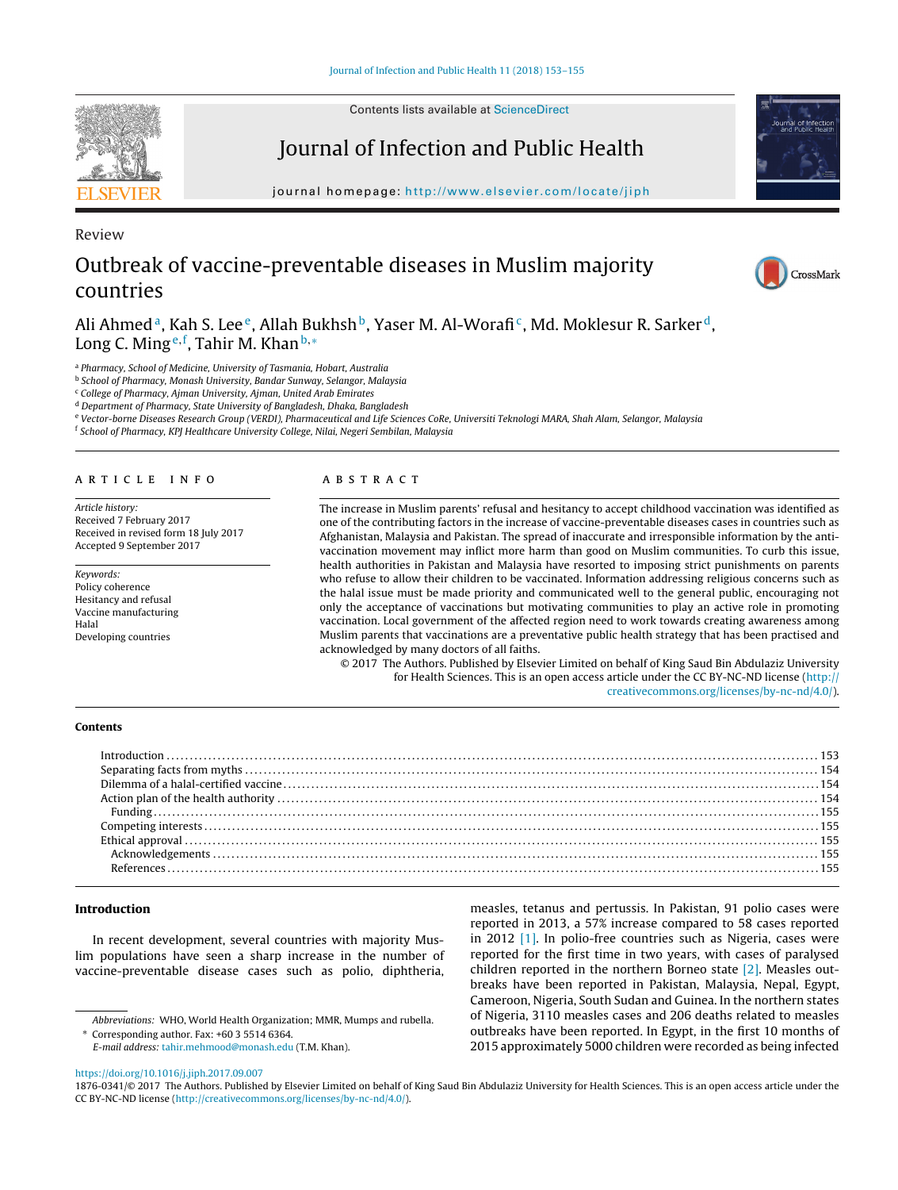Review

# Outbreak of vaccine-preventable diseases in Muslim majority countries

Ali Ahmed[a], Kah S. Lee[e], Allah Bukhsh[b], Yaser M. Al-Worafi[c], Md. Moklesur R. Sarker[d], Long C. Ming[e,f], Tahir M. Khan[b,*]

[a] Pharmacy, School of Medicine, University of Tasmania, Hobart, Australia
[b] School of Pharmacy, Monash University, Bandar Sunway, Selangor, Malaysia
[c] College of Pharmacy, Ajman University, Ajman, United Arab Emirates
[d] Department of Pharmacy, State University of Bangladesh, Dhaka, Bangladesh
[e] Vector-borne Diseases Research Group (VERDI), Pharmaceutical and Life Sciences CoRe, Universiti Teknologi MARA, Shah Alam, Selangor, Malaysia
[f] School of Pharmacy, KPJ Healthcare University College, Nilai, Negeri Sembilan, Malaysia

**ARTICLE INFO**

*Article history:*
Received 7 February 2017
Received in revised form 18 July 2017
Accepted 9 September 2017

*Keywords:*
Policy coherence
Hesitancy and refusal
Vaccine manufacturing
Halal
Developing countries

**ABSTRACT**

The increase in Muslim parents' refusal and hesitancy to accept childhood vaccination was identified as one of the contributing factors in the increase of vaccine-preventable diseases cases in countries such as Afghanistan, Malaysia and Pakistan. The spread of inaccurate and irresponsible information by the anti-vaccination movement may inflict more harm than good on Muslim communities. To curb this issue, health authorities in Pakistan and Malaysia have resorted to imposing strict punishments on parents who refuse to allow their children to be vaccinated. Information addressing religious concerns such as the halal issue must be made priority and communicated well to the general public, encouraging not only the acceptance of vaccinations but motivating communities to play an active role in promoting vaccination. Local government of the affected region need to work towards creating awareness among Muslim parents that vaccinations are a preventative public health strategy that has been practised and acknowledged by many doctors of all faiths.

© 2017 The Authors. Published by Elsevier Limited on behalf of King Saud Bin Abdulaziz University for Health Sciences. This is an open access article under the CC BY-NC-ND license (http://creativecommons.org/licenses/by-nc-nd/4.0/).

**Contents**

Introduction . . . 153
Separating facts from myths . . . 154
Dilemma of a halal-certified vaccine . . . 154
Action plan of the health authority . . . 154
Funding . . . 155
Competing interests . . . 155
Ethical approval . . . 155
Acknowledgements . . . 155
References . . . 155

## Introduction

In recent development, several countries with majority Muslim populations have seen a sharp increase in the number of vaccine-preventable disease cases such as polio, diphtheria, measles, tetanus and pertussis. In Pakistan, 91 polio cases were reported in 2013, a 57% increase compared to 58 cases reported in 2012 [1]. In polio-free countries such as Nigeria, cases were reported for the first time in two years, with cases of paralysed children reported in the northern Borneo state [2]. Measles outbreaks have been reported in Pakistan, Malaysia, Nepal, Egypt, Cameroon, Nigeria, South Sudan and Guinea. In the northern states of Nigeria, 3110 measles cases and 206 deaths related to measles outbreaks have been reported. In Egypt, in the first 10 months of 2015 approximately 5000 children were recorded as being infected

*Abbreviations:* WHO, World Health Organization; MMR, Mumps and rubella.
\* Corresponding author. Fax: +60 3 5514 6364.
*E-mail address:* tahir.mehmood@monash.edu (T.M. Khan).

https://doi.org/10.1016/j.jiph.2017.09.007
1876-0341/© 2017 The Authors. Published by Elsevier Limited on behalf of King Saud Bin Abdulaziz University for Health Sciences. This is an open access article under the CC BY-NC-ND license (http://creativecommons.org/licenses/by-nc-nd/4.0/).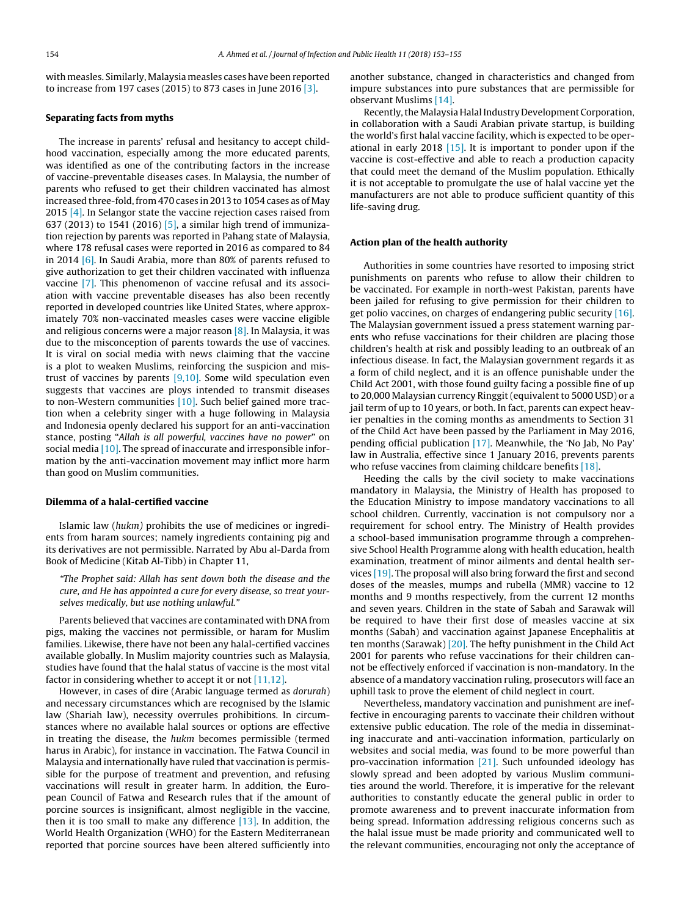with measles. Similarly, Malaysia measles cases have been reported to increase from 197 cases (2015) to 873 cases in June 2016 [3].

### Separating facts from myths

The increase in parents' refusal and hesitancy to accept childhood vaccination, especially among the more educated parents, was identified as one of the contributing factors in the increase of vaccine-preventable diseases cases. In Malaysia, the number of parents who refused to get their children vaccinated has almost increased three-fold, from 470 cases in 2013 to 1054 cases as of May 2015 [4]. In Selangor state the vaccine rejection cases raised from 637 (2013) to 1541 (2016) [5], a similar high trend of immunization rejection by parents was reported in Pahang state of Malaysia, where 178 refusal cases were reported in 2016 as compared to 84 in 2014 [6]. In Saudi Arabia, more than 80% of parents refused to give authorization to get their children vaccinated with influenza vaccine [7]. This phenomenon of vaccine refusal and its association with vaccine preventable diseases has also been recently reported in developed countries like United States, where approximately 70% non-vaccinated measles cases were vaccine eligible and religious concerns were a major reason [8]. In Malaysia, it was due to the misconception of parents towards the use of vaccines. It is viral on social media with news claiming that the vaccine is a plot to weaken Muslims, reinforcing the suspicion and mistrust of vaccines by parents [9,10]. Some wild speculation even suggests that vaccines are ploys intended to transmit diseases to non-Western communities [10]. Such belief gained more traction when a celebrity singer with a huge following in Malaysia and Indonesia openly declared his support for an anti-vaccination stance, posting "*Allah is all powerful, vaccines have no power*" on social media [10]. The spread of inaccurate and irresponsible information by the anti-vaccination movement may inflict more harm than good on Muslim communities.

### Dilemma of a halal-certified vaccine

Islamic law (*hukm)* prohibits the use of medicines or ingredients from haram sources; namely ingredients containing pig and its derivatives are not permissible. Narrated by Abu al-Darda from Book of Medicine (Kitab Al-Tibb) in Chapter 11,

> *"The Prophet said: Allah has sent down both the disease and the cure, and He has appointed a cure for every disease, so treat yourselves medically, but use nothing unlawful."*

Parents believed that vaccines are contaminated with DNA from pigs, making the vaccines not permissible, or haram for Muslim families. Likewise, there have not been any halal-certified vaccines available globally. In Muslim majority countries such as Malaysia, studies have found that the halal status of vaccine is the most vital factor in considering whether to accept it or not [11,12].

However, in cases of dire (Arabic language termed as *dorurah*) and necessary circumstances which are recognised by the Islamic law (Shariah law), necessity overrules prohibitions. In circumstances where no available halal sources or options are effective in treating the disease, the *hukm* becomes permissible (termed harus in Arabic), for instance in vaccination. The Fatwa Council in Malaysia and internationally have ruled that vaccination is permissible for the purpose of treatment and prevention, and refusing vaccinations will result in greater harm. In addition, the European Council of Fatwa and Research rules that if the amount of porcine sources is insignificant, almost negligible in the vaccine, then it is too small to make any difference [13]. In addition, the World Health Organization (WHO) for the Eastern Mediterranean reported that porcine sources have been altered sufficiently into another substance, changed in characteristics and changed from impure substances into pure substances that are permissible for observant Muslims [14].

Recently, the Malaysia Halal Industry Development Corporation, in collaboration with a Saudi Arabian private startup, is building the world's first halal vaccine facility, which is expected to be operational in early 2018 [15]. It is important to ponder upon if the vaccine is cost-effective and able to reach a production capacity that could meet the demand of the Muslim population. Ethically it is not acceptable to promulgate the use of halal vaccine yet the manufacturers are not able to produce sufficient quantity of this life-saving drug.

### Action plan of the health authority

Authorities in some countries have resorted to imposing strict punishments on parents who refuse to allow their children to be vaccinated. For example in north-west Pakistan, parents have been jailed for refusing to give permission for their children to get polio vaccines, on charges of endangering public security [16]. The Malaysian government issued a press statement warning parents who refuse vaccinations for their children are placing those children's health at risk and possibly leading to an outbreak of an infectious disease. In fact, the Malaysian government regards it as a form of child neglect, and it is an offence punishable under the Child Act 2001, with those found guilty facing a possible fine of up to 20,000 Malaysian currency Ringgit (equivalent to 5000 USD) or a jail term of up to 10 years, or both. In fact, parents can expect heavier penalties in the coming months as amendments to Section 31 of the Child Act have been passed by the Parliament in May 2016, pending official publication [17]. Meanwhile, the 'No Jab, No Pay' law in Australia, effective since 1 January 2016, prevents parents who refuse vaccines from claiming childcare benefits [18].

Heeding the calls by the civil society to make vaccinations mandatory in Malaysia, the Ministry of Health has proposed to the Education Ministry to impose mandatory vaccinations to all school children. Currently, vaccination is not compulsory nor a requirement for school entry. The Ministry of Health provides a school-based immunisation programme through a comprehensive School Health Programme along with health education, health examination, treatment of minor ailments and dental health services [19]. The proposal will also bring forward the first and second doses of the measles, mumps and rubella (MMR) vaccine to 12 months and 9 months respectively, from the current 12 months and seven years. Children in the state of Sabah and Sarawak will be required to have their first dose of measles vaccine at six months (Sabah) and vaccination against Japanese Encephalitis at ten months (Sarawak) [20]. The hefty punishment in the Child Act 2001 for parents who refuse vaccinations for their children cannot be effectively enforced if vaccination is non-mandatory. In the absence of a mandatory vaccination ruling, prosecutors will face an uphill task to prove the element of child neglect in court.

Nevertheless, mandatory vaccination and punishment are ineffective in encouraging parents to vaccinate their children without extensive public education. The role of the media in disseminating inaccurate and anti-vaccination information, particularly on websites and social media, was found to be more powerful than pro-vaccination information [21]. Such unfounded ideology has slowly spread and been adopted by various Muslim communities around the world. Therefore, it is imperative for the relevant authorities to constantly educate the general public in order to promote awareness and to prevent inaccurate information from being spread. Information addressing religious concerns such as the halal issue must be made priority and communicated well to the relevant communities, encouraging not only the acceptance of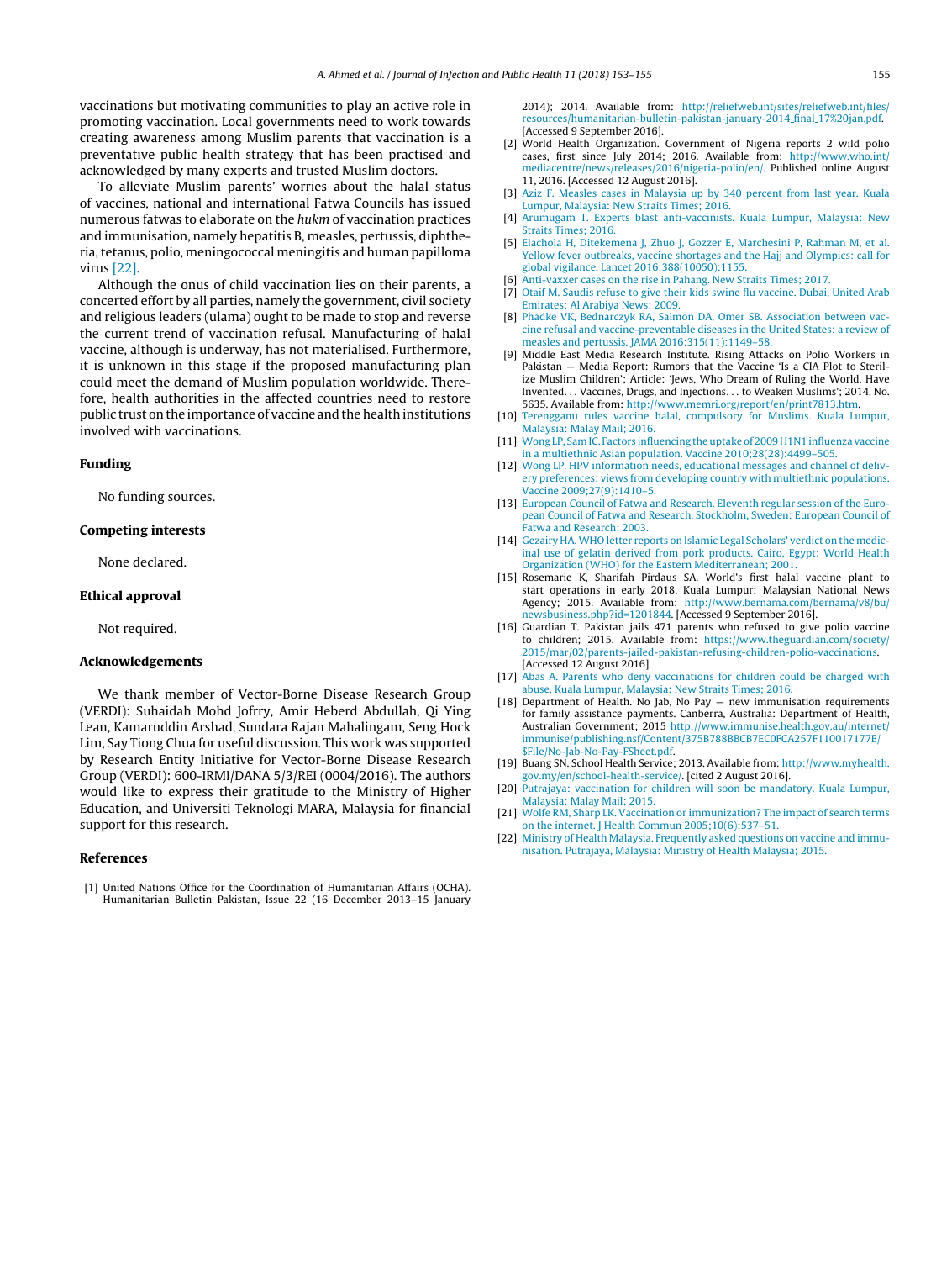vaccinations but motivating communities to play an active role in promoting vaccination. Local governments need to work towards creating awareness among Muslim parents that vaccination is a preventative public health strategy that has been practised and acknowledged by many experts and trusted Muslim doctors.

To alleviate Muslim parents' worries about the halal status of vaccines, national and international Fatwa Councils has issued numerous fatwas to elaborate on the *hukm* of vaccination practices and immunisation, namely hepatitis B, measles, pertussis, diphtheria, tetanus, polio, meningococcal meningitis and human papilloma virus [22].

Although the onus of child vaccination lies on their parents, a concerted effort by all parties, namely the government, civil society and religious leaders (ulama) ought to be made to stop and reverse the current trend of vaccination refusal. Manufacturing of halal vaccine, although is underway, has not materialised. Furthermore, it is unknown in this stage if the proposed manufacturing plan could meet the demand of Muslim population worldwide. Therefore, health authorities in the affected countries need to restore public trust on the importance of vaccine and the health institutions involved with vaccinations.

## Funding

No funding sources.

## Competing interests

None declared.

## Ethical approval

Not required.

## Acknowledgements

We thank member of Vector-Borne Disease Research Group (VERDI): Suhaidah Mohd Jofrry, Amir Heberd Abdullah, Qi Ying Lean, Kamaruddin Arshad, Sundara Rajan Mahalingam, Seng Hock Lim, Say Tiong Chua for useful discussion. This work was supported by Research Entity Initiative for Vector-Borne Disease Research Group (VERDI): 600-IRMI/DANA 5/3/REI (0004/2016). The authors would like to express their gratitude to the Ministry of Higher Education, and Universiti Teknologi MARA, Malaysia for financial support for this research.

## References

[1] United Nations Office for the Coordination of Humanitarian Affairs (OCHA). Humanitarian Bulletin Pakistan, Issue 22 (16 December 2013–15 January 2014); 2014. Available from: http://reliefweb.int/sites/reliefweb.int/files/resources/humanitarian-bulletin-pakistan-january-2014_final_17%20jan.pdf. [Accessed 9 September 2016].

[2] World Health Organization. Government of Nigeria reports 2 wild polio cases, first since July 2014; 2016. Available from: http://www.who.int/mediacentre/news/releases/2016/nigeria-polio/en/. Published online August 11, 2016. [Accessed 12 August 2016].

[3] Aziz F. Measles cases in Malaysia up by 340 percent from last year. Kuala Lumpur, Malaysia: New Straits Times; 2016.

[4] Arumugam T. Experts blast anti-vaccinists. Kuala Lumpur, Malaysia: New Straits Times; 2016.

[5] Elachola H, Ditekemena J, Zhuo J, Gozzer E, Marchesini P, Rahman M, et al. Yellow fever outbreaks, vaccine shortages and the Hajj and Olympics: call for global vigilance. Lancet 2016;388(10050):1155.

[6] Anti-vaxxer cases on the rise in Pahang. New Straits Times; 2017.

[7] Otaif M. Saudis refuse to give their kids swine flu vaccine. Dubai, United Arab Emirates: Al Arabiya News; 2009.

[8] Phadke VK, Bednarczyk RA, Salmon DA, Omer SB. Association between vaccine refusal and vaccine-preventable diseases in the United States: a review of measles and pertussis. JAMA 2016;315(11):1149–58.

[9] Middle East Media Research Institute. Rising Attacks on Polio Workers in Pakistan — Media Report: Rumors that the Vaccine 'Is a CIA Plot to Sterilize Muslim Children'; Article: 'Jews, Who Dream of Ruling the World, Have Invented... Vaccines, Drugs, and Injections... to Weaken Muslims'; 2014. No. 5635. Available from: http://www.memri.org/report/en/print7813.htm.

[10] Terengganu rules vaccine halal, compulsory for Muslims. Kuala Lumpur, Malaysia: Malay Mail; 2016.

[11] Wong LP, Sam IC. Factors influencing the uptake of 2009 H1N1 influenza vaccine in a multiethnic Asian population. Vaccine 2010;28(28):4499–505.

[12] Wong LP. HPV information needs, educational messages and channel of delivery preferences: views from developing country with multiethnic populations. Vaccine 2009;27(9):1410–5.

[13] European Council of Fatwa and Research. Eleventh regular session of the European Council of Fatwa and Research. Stockholm, Sweden: European Council of Fatwa and Research; 2003.

[14] Gezairy HA. WHO letter reports on Islamic Legal Scholars' verdict on the medicinal use of gelatin derived from pork products. Cairo, Egypt: World Health Organization (WHO) for the Eastern Mediterranean; 2001.

[15] Rosemarie K, Sharifah Pirdaus SA. World's first halal vaccine plant to start operations in early 2018. Kuala Lumpur: Malaysian National News Agency; 2015. Available from: http://www.bernama.com/bernama/v8/bu/newsbusiness.php?id=1201844. [Accessed 9 September 2016].

[16] Guardian T. Pakistan jails 471 parents who refused to give polio vaccine to children; 2015. Available from: https://www.theguardian.com/society/2015/mar/02/parents-jailed-pakistan-refusing-children-polio-vaccinations. [Accessed 12 August 2016].

[17] Abas A. Parents who deny vaccinations for children could be charged with abuse. Kuala Lumpur, Malaysia: New Straits Times; 2016.

[18] Department of Health. No Jab, No Pay — new immunisation requirements for family assistance payments. Canberra, Australia: Department of Health, Australian Government; 2015 http://www.immunise.health.gov.au/internet/immunise/publishing.nsf/Content/375B788BBCB7EC0FCA257F110017177E/$File/No-Jab-No-Pay-FSheet.pdf.

[19] Buang SN. School Health Service; 2013. Available from: http://www.myhealth.gov.my/en/school-health-service/. [cited 2 August 2016].

[20] Putrajaya: vaccination for children will soon be mandatory. Kuala Lumpur, Malaysia: Malay Mail; 2015.

[21] Wolfe RM, Sharp LK. Vaccination or immunization? The impact of search terms on the internet. J Health Commun 2005;10(6):537–51.

[22] Ministry of Health Malaysia. Frequently asked questions on vaccine and immunisation. Putrajaya, Malaysia: Ministry of Health Malaysia; 2015.